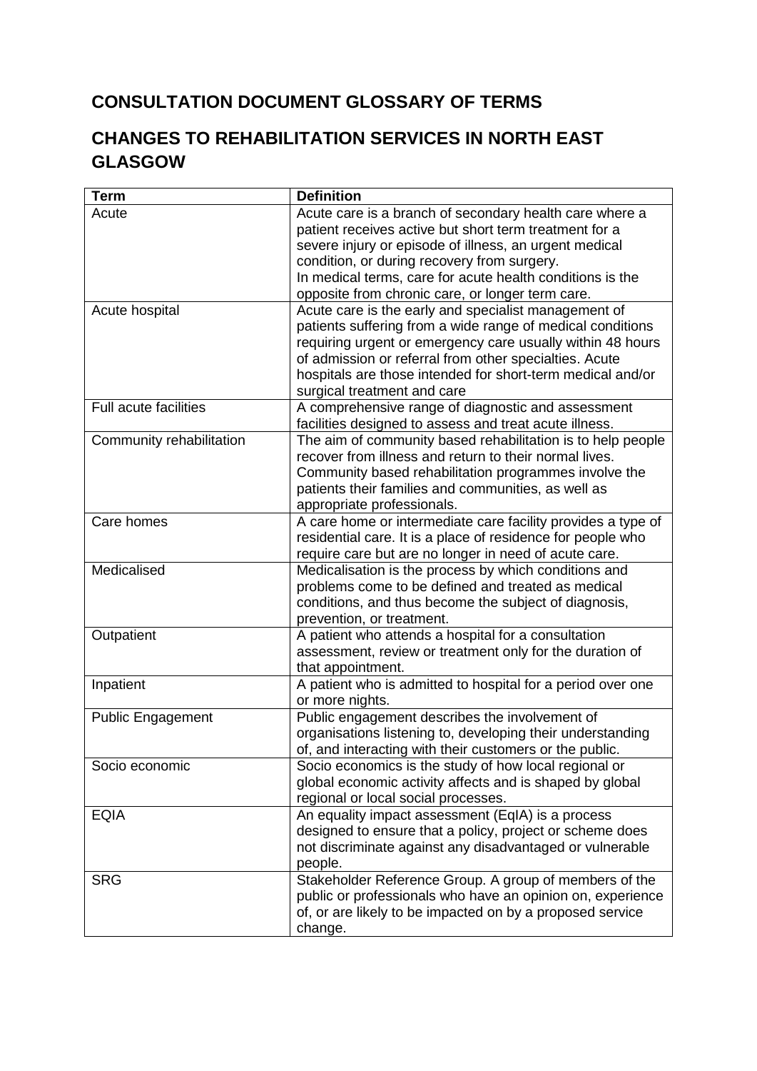## CONSULTATION DOCUMENT GLOSSARY OF TERMS

## CHANGES TO REHABILITATION SERVICES IN NORTH EAST GLASGOW

| Term | Definition |
|---|---|
| Acute | Acute care is a branch of secondary health care where a patient receives active but short term treatment for a severe injury or episode of illness, an urgent medical condition, or during recovery from surgery.<br>In medical terms, care for acute health conditions is the opposite from chronic care, or longer term care. |
| Acute hospital | Acute care is the early and specialist management of patients suffering from a wide range of medical conditions requiring urgent or emergency care usually within 48 hours of admission or referral from other specialties. Acute hospitals are those intended for short-term medical and/or surgical treatment and care |
| Full acute facilities | A comprehensive range of diagnostic and assessment facilities designed to assess and treat acute illness. |
| Community rehabilitation | The aim of community based rehabilitation is to help people recover from illness and return to their normal lives. Community based rehabilitation programmes involve the patients their families and communities, as well as appropriate professionals. |
| Care homes | A care home or intermediate care facility provides a type of residential care. It is a place of residence for people who require care but are no longer in need of acute care. |
| Medicalised | Medicalisation is the process by which conditions and problems come to be defined and treated as medical conditions, and thus become the subject of diagnosis, prevention, or treatment. |
| Outpatient | A patient who attends a hospital for a consultation assessment, review or treatment only for the duration of that appointment. |
| Inpatient | A patient who is admitted to hospital for a period over one or more nights. |
| Public Engagement | Public engagement describes the involvement of organisations listening to, developing their understanding of, and interacting with their customers or the public. |
| Socio economic | Socio economics is the study of how local regional or global economic activity affects and is shaped by global regional or local social processes. |
| EQIA | An equality impact assessment (EqIA) is a process designed to ensure that a policy, project or scheme does not discriminate against any disadvantaged or vulnerable people. |
| SRG | Stakeholder Reference Group. A group of members of the public or professionals who have an opinion on, experience of, or are likely to be impacted on by a proposed service change. |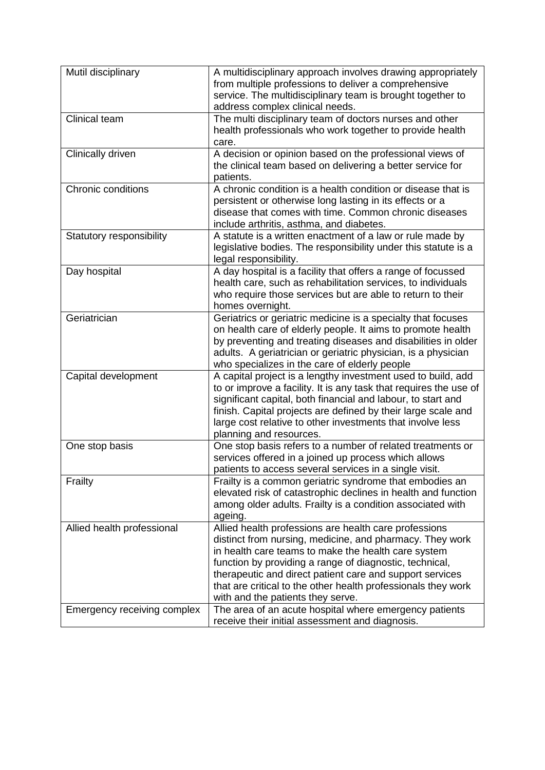| | |
|---|---|
| Mutil disciplinary | A multidisciplinary approach involves drawing appropriately from multiple professions to deliver a comprehensive service. The multidisciplinary team is brought together to address complex clinical needs. |
| Clinical team | The multi disciplinary team of doctors nurses and other health professionals who work together to provide health care. |
| Clinically driven | A decision or opinion based on the professional views of the clinical team based on delivering a better service for patients. |
| Chronic conditions | A chronic condition is a health condition or disease that is persistent or otherwise long lasting in its effects or a disease that comes with time. Common chronic diseases include arthritis, asthma, and diabetes. |
| Statutory responsibility | A statute is a written enactment of a law or rule made by legislative bodies. The responsibility under this statute is a legal responsibility. |
| Day hospital | A day hospital is a facility that offers a range of focussed health care, such as rehabilitation services, to individuals who require those services but are able to return to their homes overnight. |
| Geriatrician | Geriatrics or geriatric medicine is a specialty that focuses on health care of elderly people. It aims to promote health by preventing and treating diseases and disabilities in older adults. A geriatrician or geriatric physician, is a physician who specializes in the care of elderly people |
| Capital development | A capital project is a lengthy investment used to build, add to or improve a facility. It is any task that requires the use of significant capital, both financial and labour, to start and finish. Capital projects are defined by their large scale and large cost relative to other investments that involve less planning and resources. |
| One stop basis | One stop basis refers to a number of related treatments or services offered in a joined up process which allows patients to access several services in a single visit. |
| Frailty | Frailty is a common geriatric syndrome that embodies an elevated risk of catastrophic declines in health and function among older adults. Frailty is a condition associated with ageing. |
| Allied health professional | Allied health professions are health care professions distinct from nursing, medicine, and pharmacy. They work in health care teams to make the health care system function by providing a range of diagnostic, technical, therapeutic and direct patient care and support services that are critical to the other health professionals they work with and the patients they serve. |
| Emergency receiving complex | The area of an acute hospital where emergency patients receive their initial assessment and diagnosis. |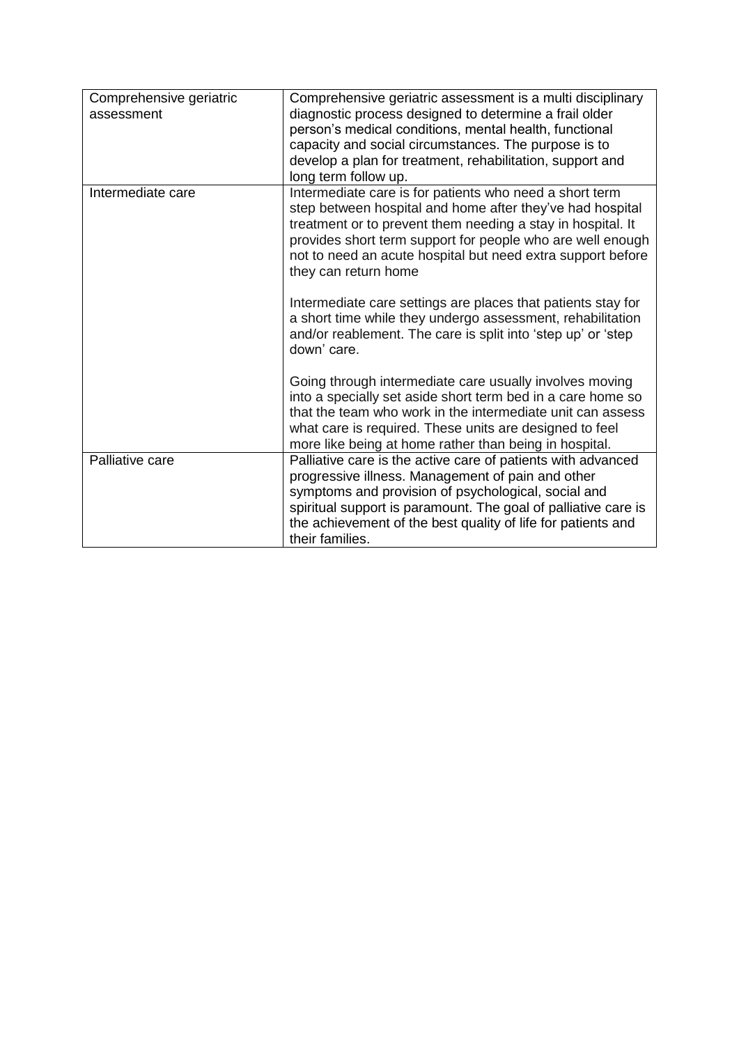| | |
|---|---|
| Comprehensive geriatric assessment | Comprehensive geriatric assessment is a multi disciplinary diagnostic process designed to determine a frail older person's medical conditions, mental health, functional capacity and social circumstances. The purpose is to develop a plan for treatment, rehabilitation, support and long term follow up. |
| Intermediate care | Intermediate care is for patients who need a short term step between hospital and home after they've had hospital treatment or to prevent them needing a stay in hospital. It provides short term support for people who are well enough not to need an acute hospital but need extra support before they can return home<br><br>Intermediate care settings are places that patients stay for a short time while they undergo assessment, rehabilitation and/or reablement. The care is split into 'step up' or 'step down' care.<br><br>Going through intermediate care usually involves moving into a specially set aside short term bed in a care home so that the team who work in the intermediate unit can assess what care is required. These units are designed to feel more like being at home rather than being in hospital. |
| Palliative care | Palliative care is the active care of patients with advanced progressive illness. Management of pain and other symptoms and provision of psychological, social and spiritual support is paramount. The goal of palliative care is the achievement of the best quality of life for patients and their families. |